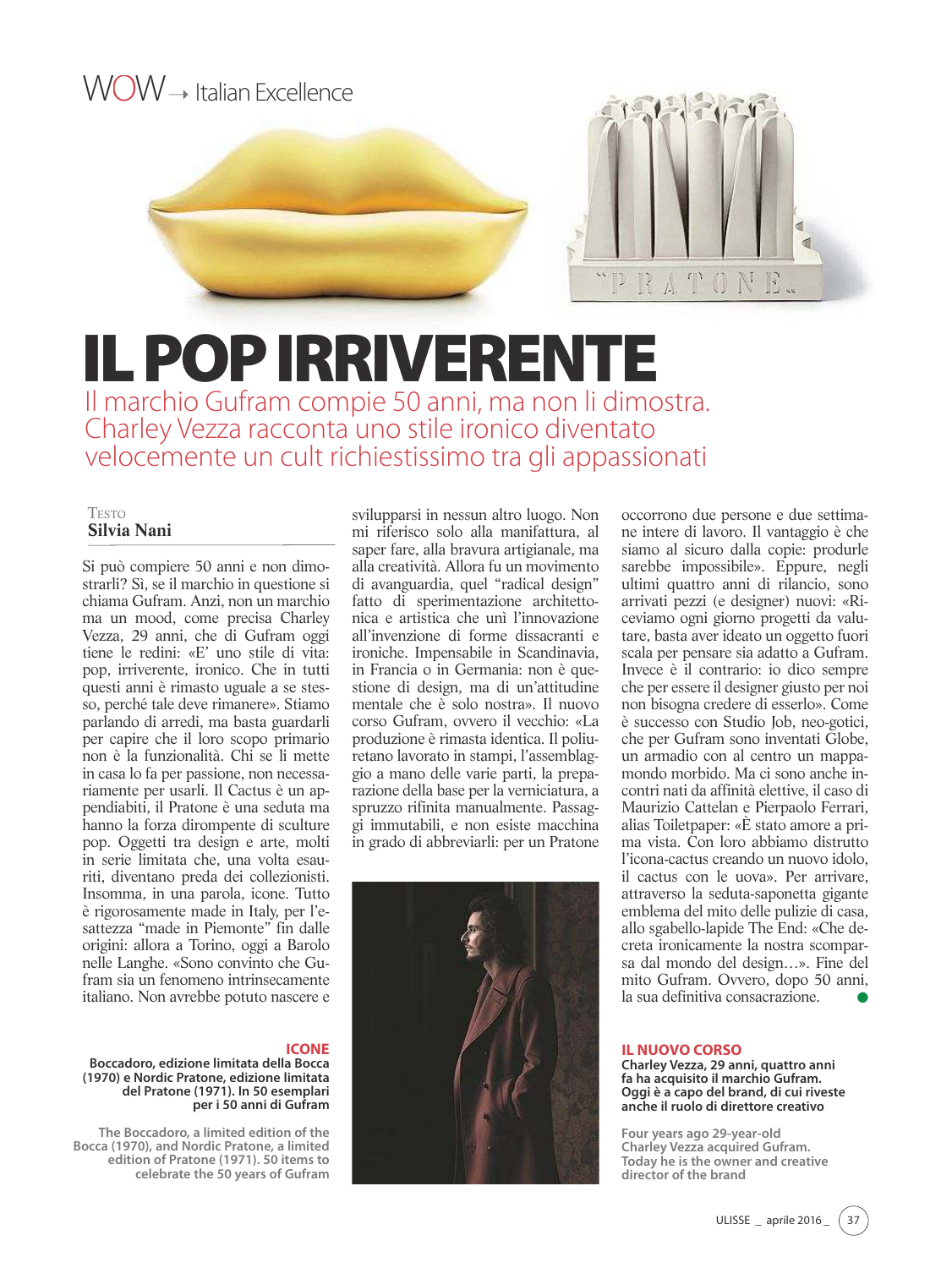WOW → Italian Excellence

# IL POP IRRIVERENTE

## Il marchio Gufram compie 50 anni, ma non li dimostra. Charley Vezza racconta uno stile ironico diventato velocemente un cult richiestissimo tra gli appassionati

Testo
**Silvia Nani**

Si può compiere 50 anni e non dimostrarli? Sì, se il marchio in questione si chiama Gufram. Anzi, non un marchio ma un mood, come precisa Charley Vezza, 29 anni, che di Gufram oggi tiene le redini: «E' uno stile di vita: pop, irriverente, ironico. Che in tutti questi anni è rimasto uguale a se stesso, perché tale deve rimanere». Stiamo parlando di arredi, ma basta guardarli per capire che il loro scopo primario non è la funzionalità. Chi se li mette in casa lo fa per passione, non necessariamente per usarli. Il Cactus è un appendiabiti, il Pratone è una seduta ma hanno la forza dirompente di sculture pop. Oggetti tra design e arte, molti in serie limitata che, una volta esauriti, diventano preda dei collezionisti. Insomma, in una parola, icone. Tutto è rigorosamente made in Italy, per l'esattezza "made in Piemonte" fin dalle origini: allora a Torino, oggi a Barolo nelle Langhe. «Sono convinto che Gufram sia un fenomeno intrinsecamente italiano. Non avrebbe potuto nascere e svilupparsi in nessun altro luogo. Non mi riferisco solo alla manifattura, al saper fare, alla bravura artigianale, ma alla creatività. Allora fu un movimento di avanguardia, quel "radical design" fatto di sperimentazione architettonica e artistica che unì l'innovazione all'invenzione di forme dissacranti e ironiche. Impensabile in Scandinavia, in Francia o in Germania: non è questione di design, ma di un'attitudine mentale che è solo nostra». Il nuovo corso Gufram, ovvero il vecchio: «La produzione è rimasta identica. Il poliuretano lavorato in stampi, l'assemblaggio a mano delle varie parti, la preparazione della base per la verniciatura, a spruzzo rifinita manualmente. Passaggi immutabili, e non esiste macchina in grado di abbreviarli: per un Pratone occorrono due persone e due settimane intere di lavoro. Il vantaggio è che siamo al sicuro dalla copie: produrle sarebbe impossibile». Eppure, negli ultimi quattro anni di rilancio, sono arrivati pezzi (e designer) nuovi: «Riceviamo ogni giorno progetti da valutare, basta aver ideato un oggetto fuori scala per pensare sia adatto a Gufram. Invece è il contrario: io dico sempre che per essere il designer giusto per noi non bisogna credere di esserlo». Come è successo con Studio Job, neo-gotici, che per Gufram sono inventati Globe, un armadio con al centro un mappamondo morbido. Ma ci sono anche incontri nati da affinità elettive, il caso di Maurizio Cattelan e Pierpaolo Ferrari, alias Toiletpaper: «È stato amore a prima vista. Con loro abbiamo distrutto l'icona-cactus creando un nuovo idolo, il cactus con le uova». Per arrivare, attraverso la seduta-saponetta gigante emblema del mito delle pulizie di casa, allo sgabello-lapide The End: «Che decreta ironicamente la nostra scomparsa dal mondo del design…». Fine del mito Gufram. Ovvero, dopo 50 anni, la sua definitiva consacrazione.

**ICONE**
**Boccadoro, edizione limitata della Bocca (1970) e Nordic Pratone, edizione limitata del Pratone (1971). In 50 esemplari per i 50 anni di Gufram**

The Boccadoro, a limited edition of the Bocca (1970), and Nordic Pratone, a limited edition of Pratone (1971). 50 items to celebrate the 50 years of Gufram

**IL NUOVO CORSO**
**Charley Vezza, 29 anni, quattro anni fa ha acquisito il marchio Gufram. Oggi è a capo del brand, di cui riveste anche il ruolo di direttore creativo**

Four years ago 29-year-old Charley Vezza acquired Gufram. Today he is the owner and creative director of the brand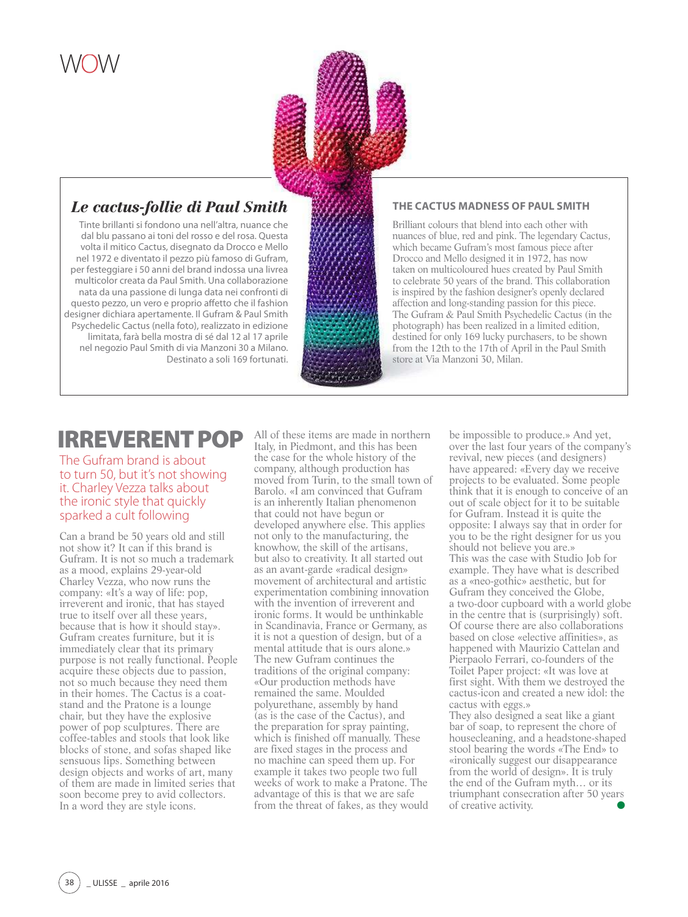# WOW

## *Le cactus-follie di Paul Smith*

Tinte brillanti si fondono una nell'altra, nuance che dal blu passano ai toni del rosso e del rosa. Questa volta il mitico Cactus, disegnato da Drocco e Mello nel 1972 e diventato il pezzo più famoso di Gufram, per festeggiare i 50 anni del brand indossa una livrea multicolor creata da Paul Smith. Una collaborazione nata da una passione di lunga data nei confronti di questo pezzo, un vero e proprio affetto che il fashion designer dichiara apertamente. Il Gufram & Paul Smith Psychedelic Cactus (nella foto), realizzato in edizione limitata, farà bella mostra di sé dal 12 al 17 aprile nel negozio Paul Smith di via Manzoni 30 a Milano. Destinato a soli 169 fortunati.

## THE CACTUS MADNESS OF PAUL SMITH

Brilliant colours that blend into each other with nuances of blue, red and pink. The legendary Cactus, which became Gufram's most famous piece after Drocco and Mello designed it in 1972, has now taken on multicoloured hues created by Paul Smith to celebrate 50 years of the brand. This collaboration is inspired by the fashion designer's openly declared affection and long-standing passion for this piece. The Gufram & Paul Smith Psychedelic Cactus (in the photograph) has been realized in a limited edition, destined for only 169 lucky purchasers, to be shown from the 12th to the 17th of April in the Paul Smith store at Via Manzoni 30, Milan.

# IRREVERENT POP

### The Gufram brand is about to turn 50, but it's not showing it. Charley Vezza talks about the ironic style that quickly sparked a cult following

Can a brand be 50 years old and still not show it? It can if this brand is Gufram. It is not so much a trademark as a mood, explains 29-year-old Charley Vezza, who now runs the company: «It's a way of life: pop, irreverent and ironic, that has stayed true to itself over all these years, because that is how it should stay». Gufram creates furniture, but it is immediately clear that its primary purpose is not really functional. People acquire these objects due to passion, not so much because they need them in their homes. The Cactus is a coat-stand and the Pratone is a lounge chair, but they have the explosive power of pop sculptures. There are coffee-tables and stools that look like blocks of stone, and sofas shaped like sensuous lips. Something between design objects and works of art, many of them are made in limited series that soon become prey to avid collectors. In a word they are style icons.

All of these items are made in northern Italy, in Piedmont, and this has been the case for the whole history of the company, although production has moved from Turin, to the small town of Barolo. «I am convinced that Gufram is an inherently Italian phenomenon that could not have begun or developed anywhere else. This applies not only to the manufacturing, the knowhow, the skill of the artisans, but also to creativity. It all started out as an avant-garde «radical design» movement of architectural and artistic experimentation combining innovation with the invention of irreverent and ironic forms. It would be unthinkable in Scandinavia, France or Germany, as it is not a question of design, but of a mental attitude that is ours alone.» The new Gufram continues the traditions of the original company: «Our production methods have remained the same. Moulded polyurethane, assembly by hand (as is the case of the Cactus), and the preparation for spray painting, which is finished off manually. These are fixed stages in the process and no machine can speed them up. For example it takes two people two full weeks of work to make a Pratone. The advantage of this is that we are safe from the threat of fakes, as they would be impossible to produce.» And yet, over the last four years of the company's revival, new pieces (and designers) have appeared: «Every day we receive projects to be evaluated. Some people think that it is enough to conceive of an out of scale object for it to be suitable for Gufram. Instead it is quite the opposite: I always say that in order for you to be the right designer for us you should not believe you are.»

This was the case with Studio Job for example. They have what is described as a «neo-gothic» aesthetic, but for Gufram they conceived the Globe, a two-door cupboard with a world globe in the centre that is (surprisingly) soft. Of course there are also collaborations based on close «elective affinities», as happened with Maurizio Cattelan and Pierpaolo Ferrari, co-founders of the Toilet Paper project: «It was love at first sight. With them we destroyed the cactus-icon and created a new idol: the cactus with eggs.»

They also designed a seat like a giant bar of soap, to represent the chore of housecleaning, and a headstone-shaped stool bearing the words «The End» to «ironically suggest our disappearance from the world of design». It is truly the end of the Gufram myth… or its triumphant consecration after 50 years of creative activity.